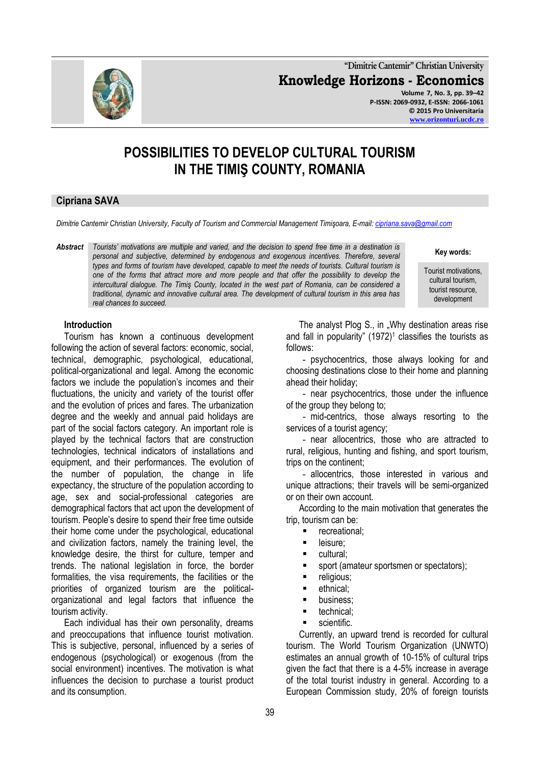# POSSIBILITIES TO DEVELOP CULTURAL TOURISM IN THE TIMIŞ COUNTY, ROMANIA

## Cipriana SAVA

*Dimitrie Cantemir Christian University, Faculty of Tourism and Commercial Management Timişoara, E-mail: cipriana.sava@gmail.com*

***Abstract*** *Tourists' motivations are multiple and varied, and the decision to spend free time in a destination is personal and subjective, determined by endogenous and exogenous incentives. Therefore, several types and forms of tourism have developed, capable to meet the needs of tourists. Cultural tourism is one of the forms that attract more and more people and that offer the possibility to develop the intercultural dialogue. The Timiş County, located in the west part of Romania, can be considered a traditional, dynamic and innovative cultural area. The development of cultural tourism in this area has real chances to succeed.*

**Key words:** Tourist motivations, cultural tourism, tourist resource, development

### Introduction

Tourism has known a continuous development following the action of several factors: economic, social, technical, demographic, psychological, educational, political-organizational and legal. Among the economic factors we include the population's incomes and their fluctuations, the unicity and variety of the tourist offer and the evolution of prices and fares. The urbanization degree and the weekly and annual paid holidays are part of the social factors category. An important role is played by the technical factors that are construction technologies, technical indicators of installations and equipment, and their performances. The evolution of the number of population, the change in life expectancy, the structure of the population according to age, sex and social-professional categories are demographical factors that act upon the development of tourism. People's desire to spend their free time outside their home come under the psychological, educational and civilization factors, namely the training level, the knowledge desire, the thirst for culture, temper and trends. The national legislation in force, the border formalities, the visa requirements, the facilities or the priorities of organized tourism are the political-organizational and legal factors that influence the tourism activity.

Each individual has their own personality, dreams and preoccupations that influence tourist motivation. This is subjective, personal, influenced by a series of endogenous (psychological) or exogenous (from the social environment) incentives. The motivation is what influences the decision to purchase a tourist product and its consumption.

The analyst Plog S., in „Why destination areas rise and fall in popularity" (1972)[1] classifies the tourists as follows:

- psychocentrics, those always looking for and choosing destinations close to their home and planning ahead their holiday;
- near psychocentrics, those under the influence of the group they belong to;
- mid-centrics, those always resorting to the services of a tourist agency;
- near allocentrics, those who are attracted to rural, religious, hunting and fishing, and sport tourism, trips on the continent;
- allocentrics, those interested in various and unique attractions; their travels will be semi-organized or on their own account.

According to the main motivation that generates the trip, tourism can be:

- recreational;
- leisure;
- cultural;
- sport (amateur sportsmen or spectators);
- religious;
- ethnical;
- business;
- technical;
- scientific.

Currently, an upward trend is recorded for cultural tourism. The World Tourism Organization (UNWTO) estimates an annual growth of 10-15% of cultural trips given the fact that there is a 4-5% increase in average of the total tourist industry in general. According to a European Commission study, 20% of foreign tourists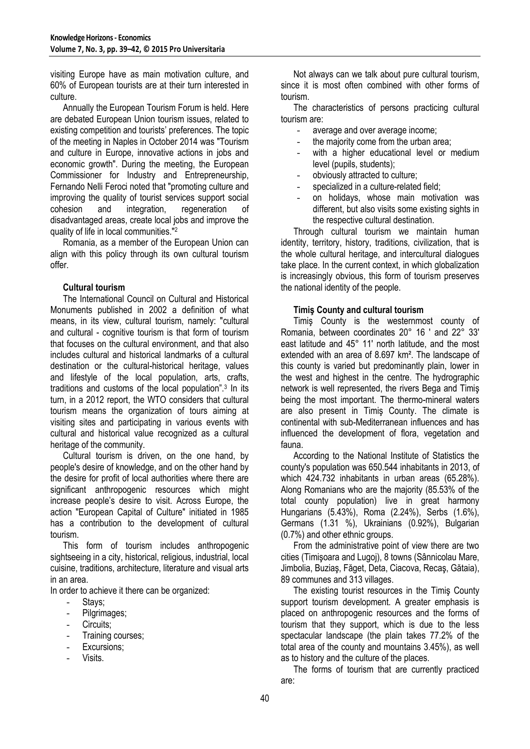visiting Europe have as main motivation culture, and 60% of European tourists are at their turn interested in culture.

Annually the European Tourism Forum is held. Here are debated European Union tourism issues, related to existing competition and tourists' preferences. The topic of the meeting in Naples in October 2014 was "Tourism and culture in Europe, innovative actions in jobs and economic growth". During the meeting, the European Commissioner for Industry and Entrepreneurship, Fernando Nelli Feroci noted that "promoting culture and improving the quality of tourist services support social cohesion and integration, regeneration of disadvantaged areas, create local jobs and improve the quality of life in local communities."[2]

Romania, as a member of the European Union can align with this policy through its own cultural tourism offer.

**Cultural tourism**

The International Council on Cultural and Historical Monuments published in 2002 a definition of what means, in its view, cultural tourism, namely: "cultural and cultural - cognitive tourism is that form of tourism that focuses on the cultural environment, and that also includes cultural and historical landmarks of a cultural destination or the cultural-historical heritage, values and lifestyle of the local population, arts, crafts, traditions and customs of the local population".[3] In its turn, in a 2012 report, the WTO considers that cultural tourism means the organization of tours aiming at visiting sites and participating in various events with cultural and historical value recognized as a cultural heritage of the community.

Cultural tourism is driven, on the one hand, by people's desire of knowledge, and on the other hand by the desire for profit of local authorities where there are significant anthropogenic resources which might increase people's desire to visit. Across Europe, the action "European Capital of Culture" initiated in 1985 has a contribution to the development of cultural tourism.

This form of tourism includes anthropogenic sightseeing in a city, historical, religious, industrial, local cuisine, traditions, architecture, literature and visual arts in an area.

In order to achieve it there can be organized:

- Stays;
- Pilgrimages;
- Circuits;
- Training courses;
- Excursions;
- Visits.

Not always can we talk about pure cultural tourism, since it is most often combined with other forms of tourism.

The characteristics of persons practicing cultural tourism are:

- average and over average income;
- the majority come from the urban area;
- with a higher educational level or medium level (pupils, students);
- obviously attracted to culture;
- specialized in a culture-related field;
- on holidays, whose main motivation was different, but also visits some existing sights in the respective cultural destination.

Through cultural tourism we maintain human identity, territory, history, traditions, civilization, that is the whole cultural heritage, and intercultural dialogues take place. In the current context, in which globalization is increasingly obvious, this form of tourism preserves the national identity of the people.

**Timiş County and cultural tourism**

Timiş County is the westernmost county of Romania, between coordinates 20° 16 ' and 22° 33' east latitude and 45° 11' north latitude, and the most extended with an area of 8.697 km². The landscape of this county is varied but predominantly plain, lower in the west and highest in the centre. The hydrographic network is well represented, the rivers Bega and Timiş being the most important. The thermo-mineral waters are also present in Timiş County. The climate is continental with sub-Mediterranean influences and has influenced the development of flora, vegetation and fauna.

According to the National Institute of Statistics the county's population was 650.544 inhabitants in 2013, of which 424.732 inhabitants in urban areas (65.28%). Along Romanians who are the majority (85.53% of the total county population) live in great harmony Hungarians (5.43%), Roma (2.24%), Serbs (1.6%), Germans (1.31 %), Ukrainians (0.92%), Bulgarian (0.7%) and other ethnic groups.

From the administrative point of view there are two cities (Timişoara and Lugoj), 8 towns (Sânnicolau Mare, Jimbolia, Buziaş, Făget, Deta, Ciacova, Recaş, Gătaia), 89 communes and 313 villages.

The existing tourist resources in the Timiş County support tourism development. A greater emphasis is placed on anthropogenic resources and the forms of tourism that they support, which is due to the less spectacular landscape (the plain takes 77.2% of the total area of the county and mountains 3.45%), as well as to history and the culture of the places.

The forms of tourism that are currently practiced are: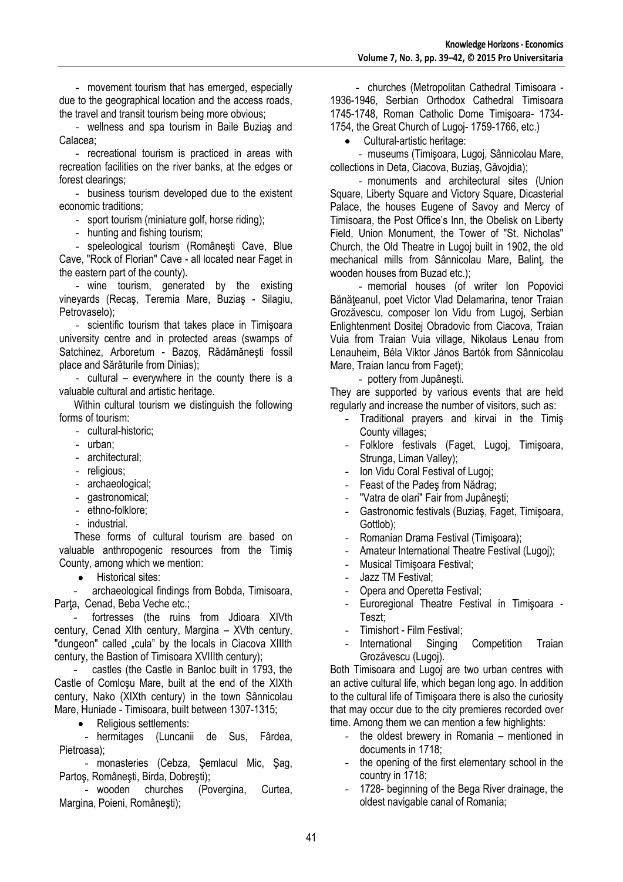- movement tourism that has emerged, especially due to the geographical location and the access roads, the travel and transit tourism being more obvious;
- wellness and spa tourism in Baile Buziaş and Calacea;
- recreational tourism is practiced in areas with recreation facilities on the river banks, at the edges or forest clearings;
- business tourism developed due to the existent economic traditions;
- sport tourism (miniature golf, horse riding);
- hunting and fishing tourism;
- speleological tourism (Româneşti Cave, Blue Cave, "Rock of Florian" Cave - all located near Faget in the eastern part of the county).
- wine tourism, generated by the existing vineyards (Recaş, Teremia Mare, Buziaş - Silagiu, Petrovaselo);
- scientific tourism that takes place in Timişoara university centre and in protected areas (swamps of Satchinez, Arboretum - Bazoş, Rădămăneşti fossil place and Sărăturile from Dinias);
- cultural – everywhere in the county there is a valuable cultural and artistic heritage.

Within cultural tourism we distinguish the following forms of tourism:

- cultural-historic;
- urban;
- architectural;
- religious;
- archaeological;
- gastronomical;
- ethno-folklore;
- industrial.

These forms of cultural tourism are based on valuable anthropogenic resources from the Timiş County, among which we mention:

- Historical sites:
  - archaeological findings from Bobda, Timisoara, Parţa, Cenad, Beba Veche etc.;
  - fortresses (the ruins from Jdioara XIVth century, Cenad XIth century, Margina – XVth century, "dungeon" called „cula" by the locals in Ciacova XIIIth century, the Bastion of Timisoara XVIIIth century);
  - castles (the Castle in Banloc built in 1793, the Castle of Comloşu Mare, built at the end of the XIXth century, Nako (XIXth century) in the town Sânnicolau Mare, Huniade - Timisoara, built between 1307-1315;
- Religious settlements:
  - hermitages (Luncanii de Sus, Fârdea, Pietroasa);
  - monasteries (Cebza, Şemlacul Mic, Şag, Partoş, Româneşti, Birda, Dobreşti);
  - wooden churches (Povergina, Curtea, Margina, Poieni, Româneşti);
  - churches (Metropolitan Cathedral Timisoara - 1936-1946, Serbian Orthodox Cathedral Timisoara 1745-1748, Roman Catholic Dome Timişoara- 1734-1754, the Great Church of Lugoj- 1759-1766, etc.)
- Cultural-artistic heritage:
  - museums (Timişoara, Lugoj, Sânnicolau Mare, collections in Deta, Ciacova, Buziaş, Găvojdia);
  - monuments and architectural sites (Union Square, Liberty Square and Victory Square, Dicasterial Palace, the houses Eugene of Savoy and Mercy of Timisoara, the Post Office's Inn, the Obelisk on Liberty Field, Union Monument, the Tower of "St. Nicholas" Church, the Old Theatre in Lugoj built in 1902, the old mechanical mills from Sânnicolau Mare, Balinţ, the wooden houses from Buzad etc.);
  - memorial houses (of writer Ion Popovici Bănăţeanul, poet Victor Vlad Delamarina, tenor Traian Grozăvescu, composer Ion Vidu from Lugoj, Serbian Enlightenment Dositej Obradovic from Ciacova, Traian Vuia from Traian Vuia village, Nikolaus Lenau from Lenauheim, Béla Viktor János Bartók from Sânnicolau Mare, Traian Iancu from Faget);
  - pottery from Jupâneşti.

They are supported by various events that are held regularly and increase the number of visitors, such as:

- Traditional prayers and kirvai in the Timiş County villages;
- Folklore festivals (Faget, Lugoj, Timişoara, Strunga, Liman Valley);
- Ion Vidu Coral Festival of Lugoj;
- Feast of the Padeş from Nădrag;
- "Vatra de olari" Fair from Jupâneşti;
- Gastronomic festivals (Buziaş, Faget, Timişoara, Gottlob);
- Romanian Drama Festival (Timişoara);
- Amateur International Theatre Festival (Lugoj);
- Musical Timişoara Festival;
- Jazz TM Festival;
- Opera and Operetta Festival;
- Euroregional Theatre Festival in Timişoara - Teszt;
- Timishort - Film Festival;
- International Singing Competition Traian Grozăvescu (Lugoj).

Both Timisoara and Lugoj are two urban centres with an active cultural life, which began long ago. In addition to the cultural life of Timişoara there is also the curiosity that may occur due to the city premieres recorded over time. Among them we can mention a few highlights:

- the oldest brewery in Romania – mentioned in documents in 1718;
- the opening of the first elementary school in the country in 1718;
- 1728- beginning of the Bega River drainage, the oldest navigable canal of Romania;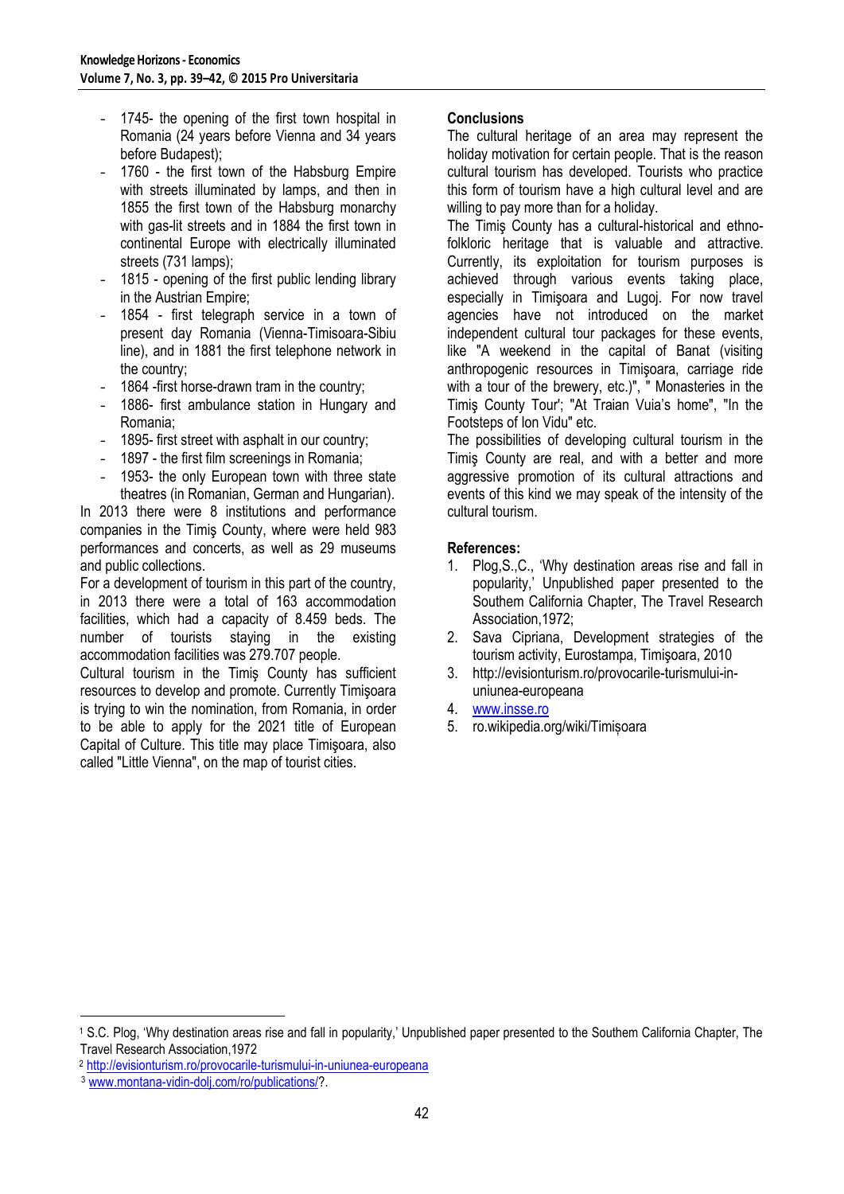- 1745- the opening of the first town hospital in Romania (24 years before Vienna and 34 years before Budapest);
- 1760 - the first town of the Habsburg Empire with streets illuminated by lamps, and then in 1855 the first town of the Habsburg monarchy with gas-lit streets and in 1884 the first town in continental Europe with electrically illuminated streets (731 lamps);
- 1815 - opening of the first public lending library in the Austrian Empire;
- 1854 - first telegraph service in a town of present day Romania (Vienna-Timisoara-Sibiu line), and in 1881 the first telephone network in the country;
- 1864 -first horse-drawn tram in the country;
- 1886- first ambulance station in Hungary and Romania;
- 1895- first street with asphalt in our country;
- 1897 - the first film screenings in Romania;
- 1953- the only European town with three state theatres (in Romanian, German and Hungarian).

In 2013 there were 8 institutions and performance companies in the Timiş County, where were held 983 performances and concerts, as well as 29 museums and public collections.

For a development of tourism in this part of the country, in 2013 there were a total of 163 accommodation facilities, which had a capacity of 8.459 beds. The number of tourists staying in the existing accommodation facilities was 279.707 people.

Cultural tourism in the Timiş County has sufficient resources to develop and promote. Currently Timişoara is trying to win the nomination, from Romania, in order to be able to apply for the 2021 title of European Capital of Culture. This title may place Timişoara, also called "Little Vienna", on the map of tourist cities.

## Conclusions

The cultural heritage of an area may represent the holiday motivation for certain people. That is the reason cultural tourism has developed. Tourists who practice this form of tourism have a high cultural level and are willing to pay more than for a holiday.

The Timiş County has a cultural-historical and ethno-folkloric heritage that is valuable and attractive. Currently, its exploitation for tourism purposes is achieved through various events taking place, especially in Timişoara and Lugoj. For now travel agencies have not introduced on the market independent cultural tour packages for these events, like "A weekend in the capital of Banat (visiting anthropogenic resources in Timişoara, carriage ride with a tour of the brewery, etc.)", " Monasteries in the Timiş County Tour'; "At Traian Vuia's home", "In the Footsteps of Ion Vidu" etc.

The possibilities of developing cultural tourism in the Timiş County are real, and with a better and more aggressive promotion of its cultural attractions and events of this kind we may speak of the intensity of the cultural tourism.

## References:

1. Plog,S.,C., 'Why destination areas rise and fall in popularity,' Unpublished paper presented to the Southern California Chapter, The Travel Research Association,1972;
2. Sava Cipriana, Development strategies of the tourism activity, Eurostampa, Timişoara, 2010
3. http://evisionturism.ro/provocarile-turismului-in-uniunea-europeana
4. www.insse.ro
5. ro.wikipedia.org/wiki/Timișoara

---

[1] S.C. Plog, 'Why destination areas rise and fall in popularity,' Unpublished paper presented to the Southern California Chapter, The Travel Research Association,1972

[2] http://evisionturism.ro/provocarile-turismului-in-uniunea-europeana

[3] www.montana-vidin-dolj.com/ro/publications/?.